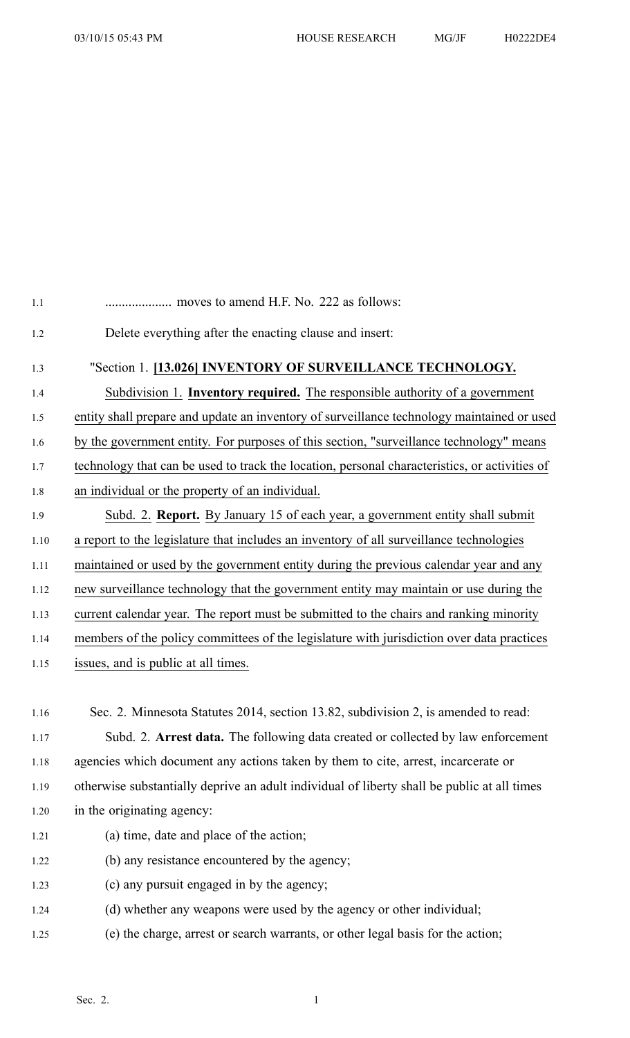.................... moves to amend H.F. No. 222 as follows:

Delete everything after the enacting clause and insert:

"Section 1. **[13.026] INVENTORY OF SURVEILLANCE TECHNOLOGY.**

Subdivision 1. **Inventory required.** The responsible authority of a government entity shall prepare and update an inventory of surveillance technology maintained or used by the government entity. For purposes of this section, "surveillance technology" means technology that can be used to track the location, personal characteristics, or activities of an individual or the property of an individual.

Subd. 2. **Report.** By January 15 of each year, a government entity shall submit a report to the legislature that includes an inventory of all surveillance technologies maintained or used by the government entity during the previous calendar year and any new surveillance technology that the government entity may maintain or use during the current calendar year. The report must be submitted to the chairs and ranking minority members of the policy committees of the legislature with jurisdiction over data practices issues, and is public at all times.

Sec. 2. Minnesota Statutes 2014, section 13.82, subdivision 2, is amended to read:

Subd. 2. **Arrest data.** The following data created or collected by law enforcement agencies which document any actions taken by them to cite, arrest, incarcerate or otherwise substantially deprive an adult individual of liberty shall be public at all times in the originating agency:

(a) time, date and place of the action;

(b) any resistance encountered by the agency;

(c) any pursuit engaged in by the agency;

(d) whether any weapons were used by the agency or other individual;

(e) the charge, arrest or search warrants, or other legal basis for the action;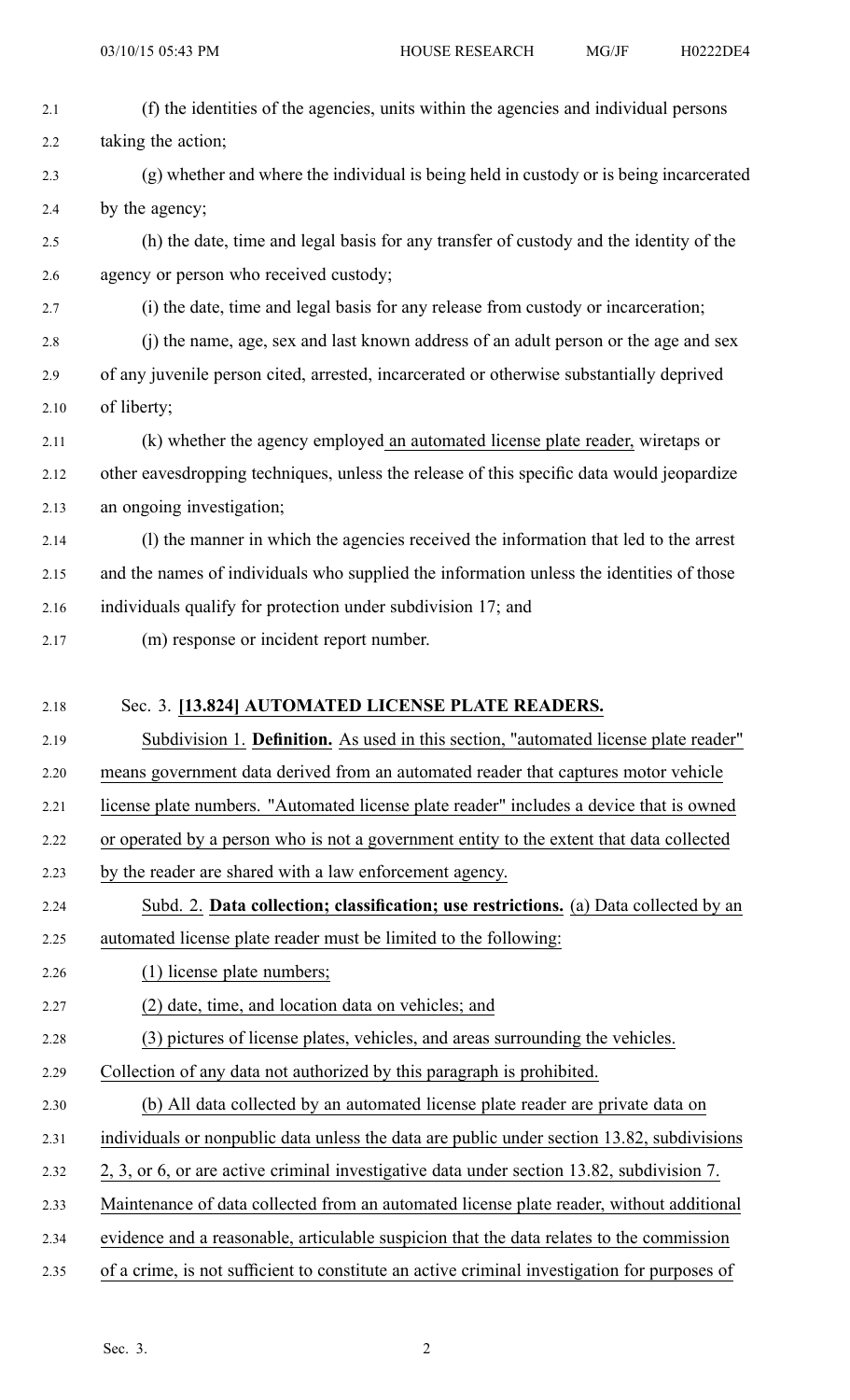(f) the identities of the agencies, units within the agencies and individual persons taking the action;

(g) whether and where the individual is being held in custody or is being incarcerated by the agency;

(h) the date, time and legal basis for any transfer of custody and the identity of the agency or person who received custody;

(i) the date, time and legal basis for any release from custody or incarceration;

(j) the name, age, sex and last known address of an adult person or the age and sex of any juvenile person cited, arrested, incarcerated or otherwise substantially deprived of liberty;

(k) whether the agency employed an automated license plate reader, wiretaps or other eavesdropping techniques, unless the release of this specific data would jeopardize an ongoing investigation;

(l) the manner in which the agencies received the information that led to the arrest and the names of individuals who supplied the information unless the identities of those individuals qualify for protection under subdivision 17; and

(m) response or incident report number.

Sec. 3. **[13.824] AUTOMATED LICENSE PLATE READERS.**

Subdivision 1. **Definition.** As used in this section, "automated license plate reader" means government data derived from an automated reader that captures motor vehicle license plate numbers. "Automated license plate reader" includes a device that is owned or operated by a person who is not a government entity to the extent that data collected by the reader are shared with a law enforcement agency.

Subd. 2. **Data collection; classification; use restrictions.** (a) Data collected by an automated license plate reader must be limited to the following:

(1) license plate numbers;

(2) date, time, and location data on vehicles; and

(3) pictures of license plates, vehicles, and areas surrounding the vehicles.

Collection of any data not authorized by this paragraph is prohibited.

(b) All data collected by an automated license plate reader are private data on individuals or nonpublic data unless the data are public under section 13.82, subdivisions 2, 3, or 6, or are active criminal investigative data under section 13.82, subdivision 7. Maintenance of data collected from an automated license plate reader, without additional evidence and a reasonable, articulable suspicion that the data relates to the commission of a crime, is not sufficient to constitute an active criminal investigation for purposes of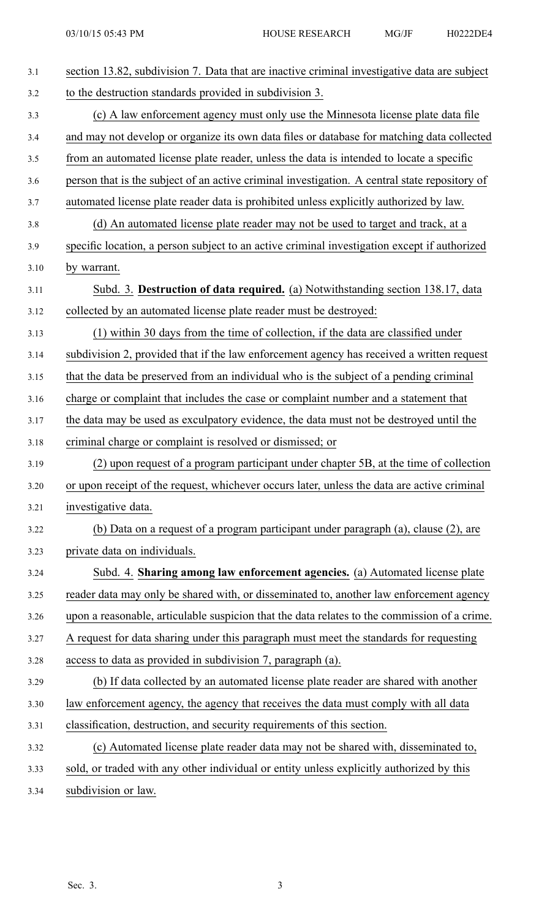section 13.82, subdivision 7. Data that are inactive criminal investigative data are subject to the destruction standards provided in subdivision 3.

(c) A law enforcement agency must only use the Minnesota license plate data file and may not develop or organize its own data files or database for matching data collected from an automated license plate reader, unless the data is intended to locate a specific person that is the subject of an active criminal investigation. A central state repository of automated license plate reader data is prohibited unless explicitly authorized by law.

(d) An automated license plate reader may not be used to target and track, at a specific location, a person subject to an active criminal investigation except if authorized by warrant.

Subd. 3. **Destruction of data required.** (a) Notwithstanding section 138.17, data collected by an automated license plate reader must be destroyed:

(1) within 30 days from the time of collection, if the data are classified under subdivision 2, provided that if the law enforcement agency has received a written request that the data be preserved from an individual who is the subject of a pending criminal charge or complaint that includes the case or complaint number and a statement that the data may be used as exculpatory evidence, the data must not be destroyed until the criminal charge or complaint is resolved or dismissed; or

(2) upon request of a program participant under chapter 5B, at the time of collection or upon receipt of the request, whichever occurs later, unless the data are active criminal investigative data.

(b) Data on a request of a program participant under paragraph (a), clause (2), are private data on individuals.

Subd. 4. **Sharing among law enforcement agencies.** (a) Automated license plate reader data may only be shared with, or disseminated to, another law enforcement agency upon a reasonable, articulable suspicion that the data relates to the commission of a crime. A request for data sharing under this paragraph must meet the standards for requesting access to data as provided in subdivision 7, paragraph (a).

(b) If data collected by an automated license plate reader are shared with another law enforcement agency, the agency that receives the data must comply with all data classification, destruction, and security requirements of this section.

(c) Automated license plate reader data may not be shared with, disseminated to, sold, or traded with any other individual or entity unless explicitly authorized by this subdivision or law.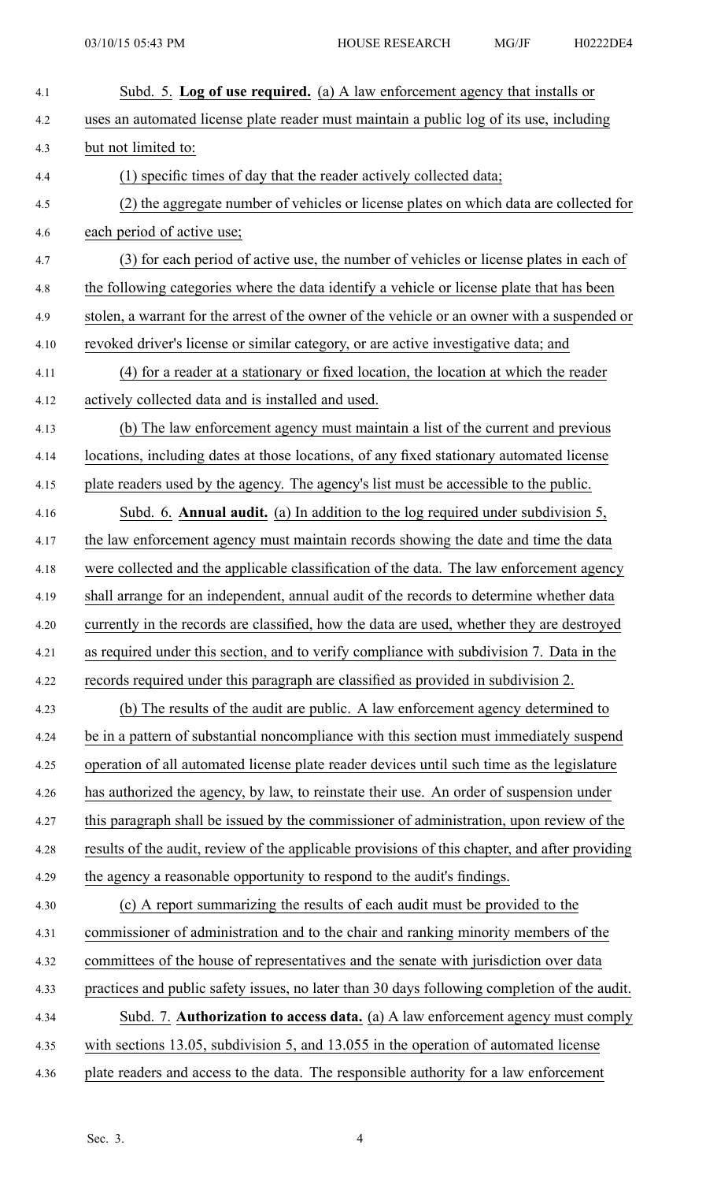Subd. 5. **Log of use required.** (a) A law enforcement agency that installs or uses an automated license plate reader must maintain a public log of its use, including but not limited to:

(1) specific times of day that the reader actively collected data;

(2) the aggregate number of vehicles or license plates on which data are collected for each period of active use;

(3) for each period of active use, the number of vehicles or license plates in each of the following categories where the data identify a vehicle or license plate that has been stolen, a warrant for the arrest of the owner of the vehicle or an owner with a suspended or revoked driver's license or similar category, or are active investigative data; and

(4) for a reader at a stationary or fixed location, the location at which the reader actively collected data and is installed and used.

(b) The law enforcement agency must maintain a list of the current and previous locations, including dates at those locations, of any fixed stationary automated license plate readers used by the agency. The agency's list must be accessible to the public.

Subd. 6. **Annual audit.** (a) In addition to the log required under subdivision 5, the law enforcement agency must maintain records showing the date and time the data were collected and the applicable classification of the data. The law enforcement agency shall arrange for an independent, annual audit of the records to determine whether data currently in the records are classified, how the data are used, whether they are destroyed as required under this section, and to verify compliance with subdivision 7. Data in the records required under this paragraph are classified as provided in subdivision 2.

(b) The results of the audit are public. A law enforcement agency determined to be in a pattern of substantial noncompliance with this section must immediately suspend operation of all automated license plate reader devices until such time as the legislature has authorized the agency, by law, to reinstate their use. An order of suspension under this paragraph shall be issued by the commissioner of administration, upon review of the results of the audit, review of the applicable provisions of this chapter, and after providing the agency a reasonable opportunity to respond to the audit's findings.

(c) A report summarizing the results of each audit must be provided to the commissioner of administration and to the chair and ranking minority members of the committees of the house of representatives and the senate with jurisdiction over data practices and public safety issues, no later than 30 days following completion of the audit.

Subd. 7. **Authorization to access data.** (a) A law enforcement agency must comply with sections 13.05, subdivision 5, and 13.055 in the operation of automated license plate readers and access to the data. The responsible authority for a law enforcement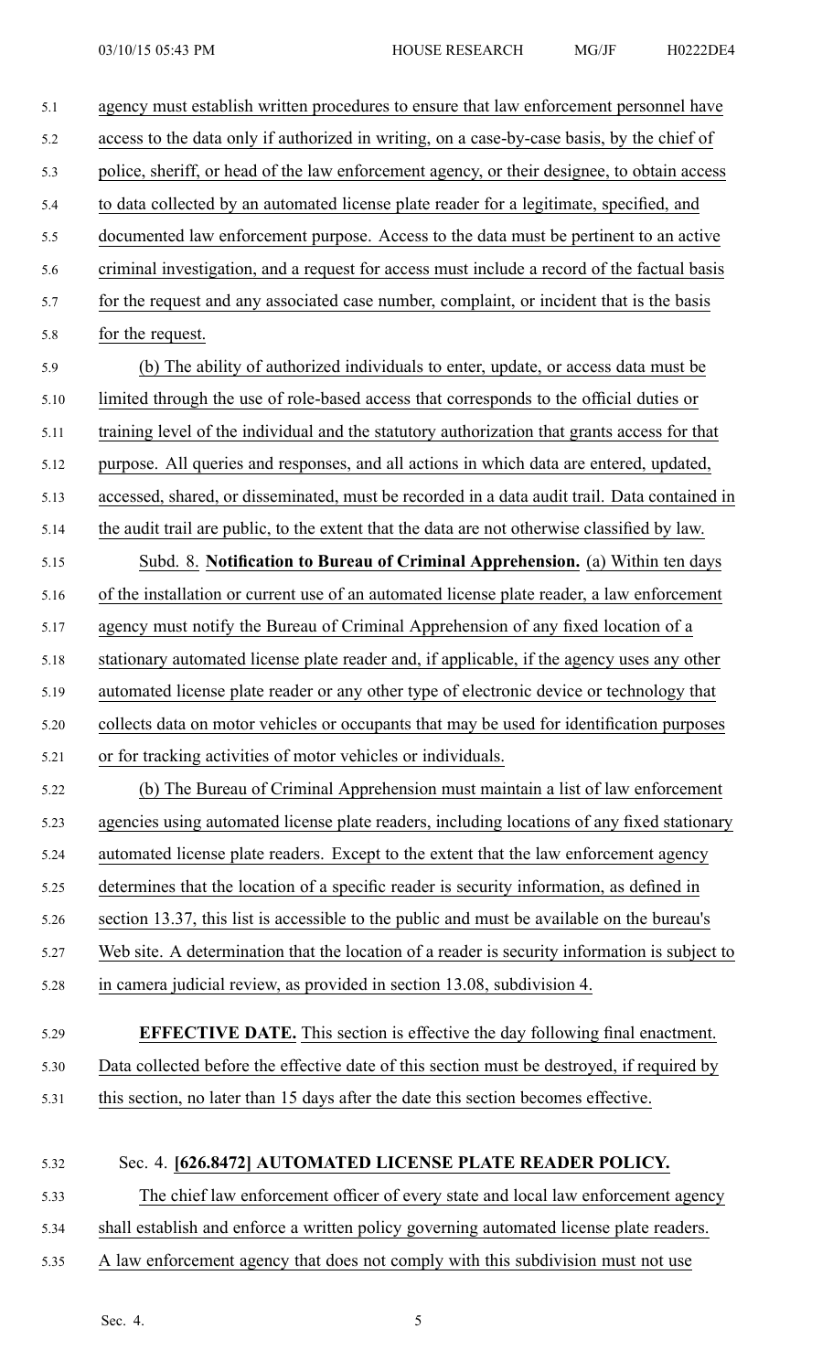agency must establish written procedures to ensure that law enforcement personnel have access to the data only if authorized in writing, on a case-by-case basis, by the chief of police, sheriff, or head of the law enforcement agency, or their designee, to obtain access to data collected by an automated license plate reader for a legitimate, specified, and documented law enforcement purpose. Access to the data must be pertinent to an active criminal investigation, and a request for access must include a record of the factual basis for the request and any associated case number, complaint, or incident that is the basis for the request.

(b) The ability of authorized individuals to enter, update, or access data must be limited through the use of role-based access that corresponds to the official duties or training level of the individual and the statutory authorization that grants access for that purpose. All queries and responses, and all actions in which data are entered, updated, accessed, shared, or disseminated, must be recorded in a data audit trail. Data contained in the audit trail are public, to the extent that the data are not otherwise classified by law.

Subd. 8. **Notification to Bureau of Criminal Apprehension.** (a) Within ten days of the installation or current use of an automated license plate reader, a law enforcement agency must notify the Bureau of Criminal Apprehension of any fixed location of a stationary automated license plate reader and, if applicable, if the agency uses any other automated license plate reader or any other type of electronic device or technology that collects data on motor vehicles or occupants that may be used for identification purposes or for tracking activities of motor vehicles or individuals.

(b) The Bureau of Criminal Apprehension must maintain a list of law enforcement agencies using automated license plate readers, including locations of any fixed stationary automated license plate readers. Except to the extent that the law enforcement agency determines that the location of a specific reader is security information, as defined in section 13.37, this list is accessible to the public and must be available on the bureau's Web site. A determination that the location of a reader is security information is subject to in camera judicial review, as provided in section 13.08, subdivision 4.

**EFFECTIVE DATE.** This section is effective the day following final enactment. Data collected before the effective date of this section must be destroyed, if required by this section, no later than 15 days after the date this section becomes effective.

Sec. 4. **[626.8472] AUTOMATED LICENSE PLATE READER POLICY.**

The chief law enforcement officer of every state and local law enforcement agency shall establish and enforce a written policy governing automated license plate readers. A law enforcement agency that does not comply with this subdivision must not use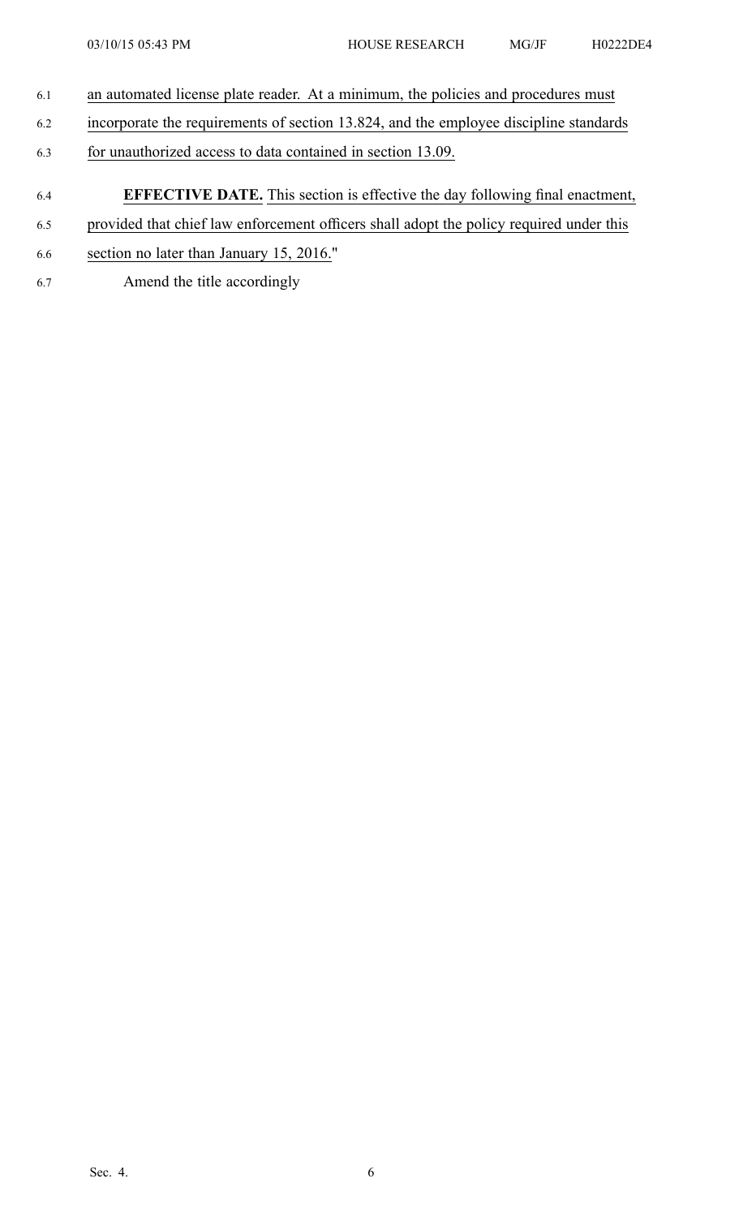an automated license plate reader. At a minimum, the policies and procedures must incorporate the requirements of section 13.824, and the employee discipline standards for unauthorized access to data contained in section 13.09.

**EFFECTIVE DATE.** This section is effective the day following final enactment, provided that chief law enforcement officers shall adopt the policy required under this section no later than January 15, 2016."

Amend the title accordingly